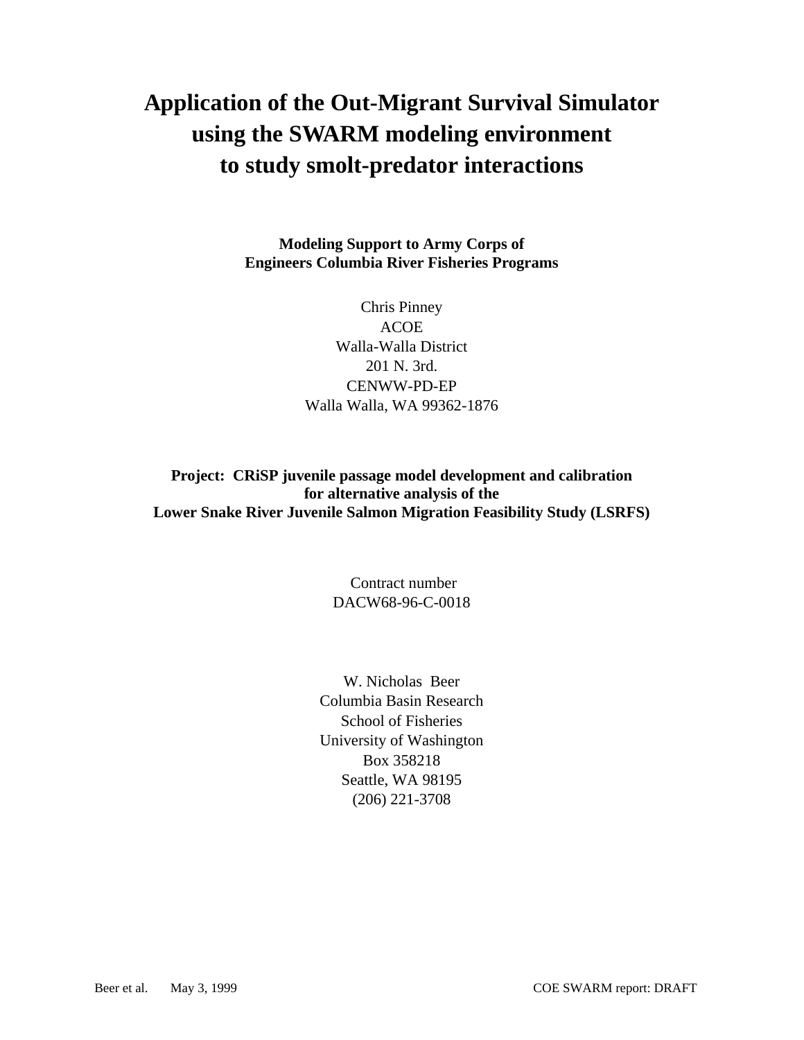# Application of the Out-Migrant Survival Simulator using the SWARM modeling environment to study smolt-predator interactions

**Modeling Support to Army Corps of Engineers Columbia River Fisheries Programs**

Chris Pinney
ACOE
Walla-Walla District
201 N. 3rd.
CENWW-PD-EP
Walla Walla, WA 99362-1876

**Project: CRiSP juvenile passage model development and calibration for alternative analysis of the Lower Snake River Juvenile Salmon Migration Feasibility Study (LSRFS)**

Contract number
DACW68-96-C-0018

W. Nicholas Beer
Columbia Basin Research
School of Fisheries
University of Washington
Box 358218
Seattle, WA 98195
(206) 221-3708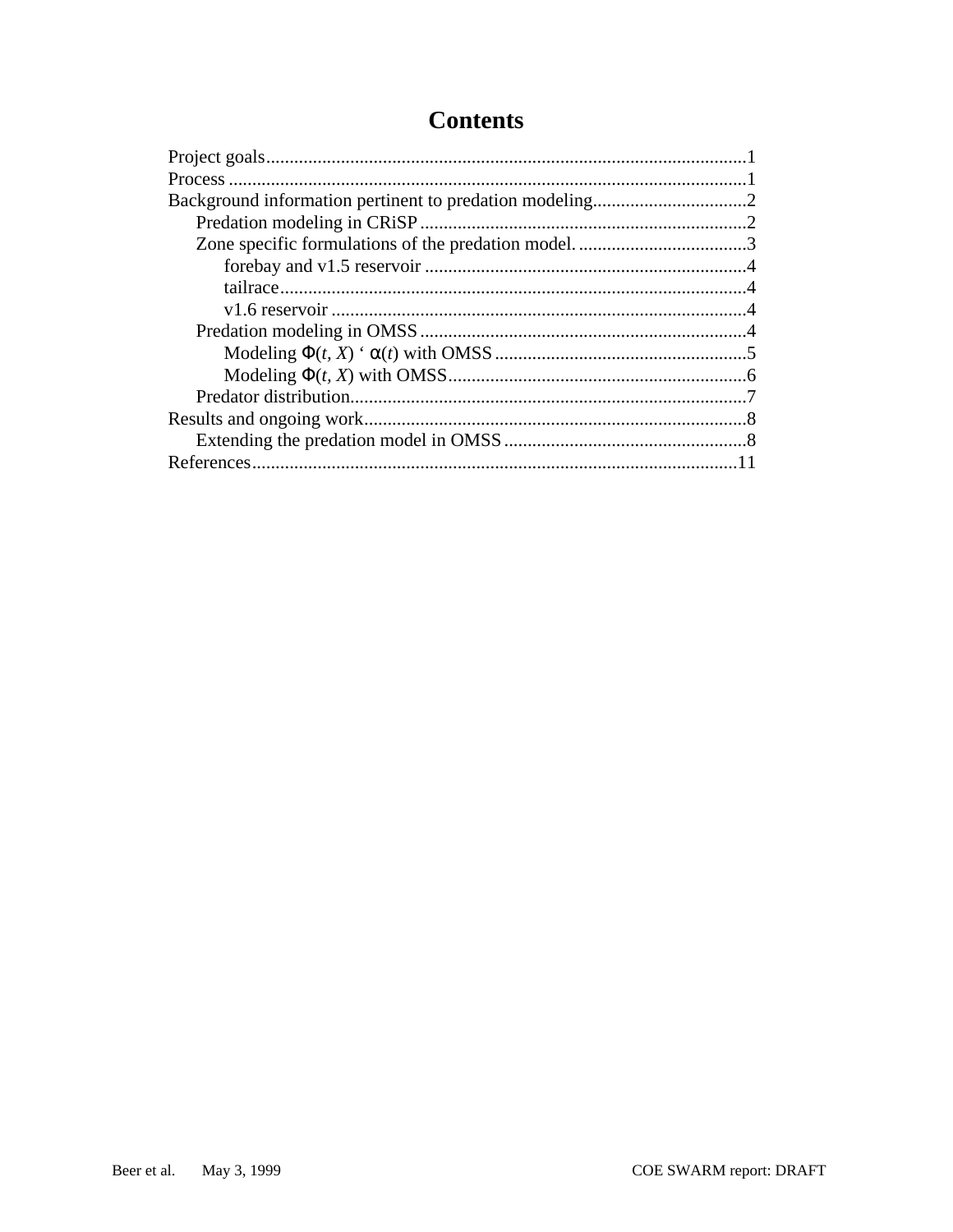# Contents

Project goals.......................................................................................................1
Process ................................................................................................................1
Background information pertinent to predation modeling.................................2
- Predation modeling in CRiSP.......................................................................2
- Zone specific formulations of the predation model. ....................................3
  - forebay and v1.5 reservoir .....................................................................4
  - tailrace.....................................................................................................4
  - v1.6 reservoir ..........................................................................................4
- Predation modeling in OMSS.......................................................................4
  - Modeling $\Phi(t, X)$ ‘ $\alpha(t)$ with OMSS.......................................................5
  - Modeling $\Phi(t, X)$ with OMSS.................................................................6
- Predator distribution.....................................................................................7

Results and ongoing work...................................................................................8
- Extending the predation model in OMSS.....................................................8

References.........................................................................................................11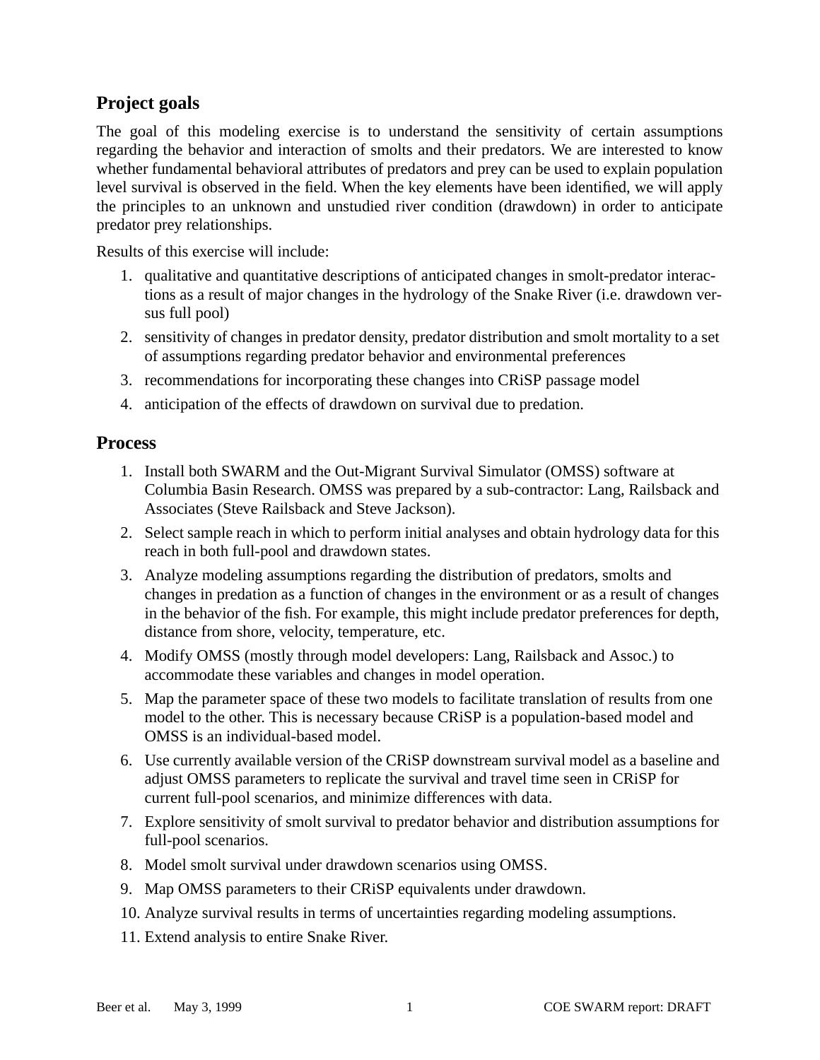## Project goals

The goal of this modeling exercise is to understand the sensitivity of certain assumptions regarding the behavior and interaction of smolts and their predators. We are interested to know whether fundamental behavioral attributes of predators and prey can be used to explain population level survival is observed in the field. When the key elements have been identified, we will apply the principles to an unknown and unstudied river condition (drawdown) in order to anticipate predator prey relationships.

Results of this exercise will include:

1. qualitative and quantitative descriptions of anticipated changes in smolt-predator interactions as a result of major changes in the hydrology of the Snake River (i.e. drawdown versus full pool)
2. sensitivity of changes in predator density, predator distribution and smolt mortality to a set of assumptions regarding predator behavior and environmental preferences
3. recommendations for incorporating these changes into CRiSP passage model
4. anticipation of the effects of drawdown on survival due to predation.

## Process

1. Install both SWARM and the Out-Migrant Survival Simulator (OMSS) software at Columbia Basin Research. OMSS was prepared by a sub-contractor: Lang, Railsback and Associates (Steve Railsback and Steve Jackson).
2. Select sample reach in which to perform initial analyses and obtain hydrology data for this reach in both full-pool and drawdown states.
3. Analyze modeling assumptions regarding the distribution of predators, smolts and changes in predation as a function of changes in the environment or as a result of changes in the behavior of the fish. For example, this might include predator preferences for depth, distance from shore, velocity, temperature, etc.
4. Modify OMSS (mostly through model developers: Lang, Railsback and Assoc.) to accommodate these variables and changes in model operation.
5. Map the parameter space of these two models to facilitate translation of results from one model to the other. This is necessary because CRiSP is a population-based model and OMSS is an individual-based model.
6. Use currently available version of the CRiSP downstream survival model as a baseline and adjust OMSS parameters to replicate the survival and travel time seen in CRiSP for current full-pool scenarios, and minimize differences with data.
7. Explore sensitivity of smolt survival to predator behavior and distribution assumptions for full-pool scenarios.
8. Model smolt survival under drawdown scenarios using OMSS.
9. Map OMSS parameters to their CRiSP equivalents under drawdown.
10. Analyze survival results in terms of uncertainties regarding modeling assumptions.
11. Extend analysis to entire Snake River.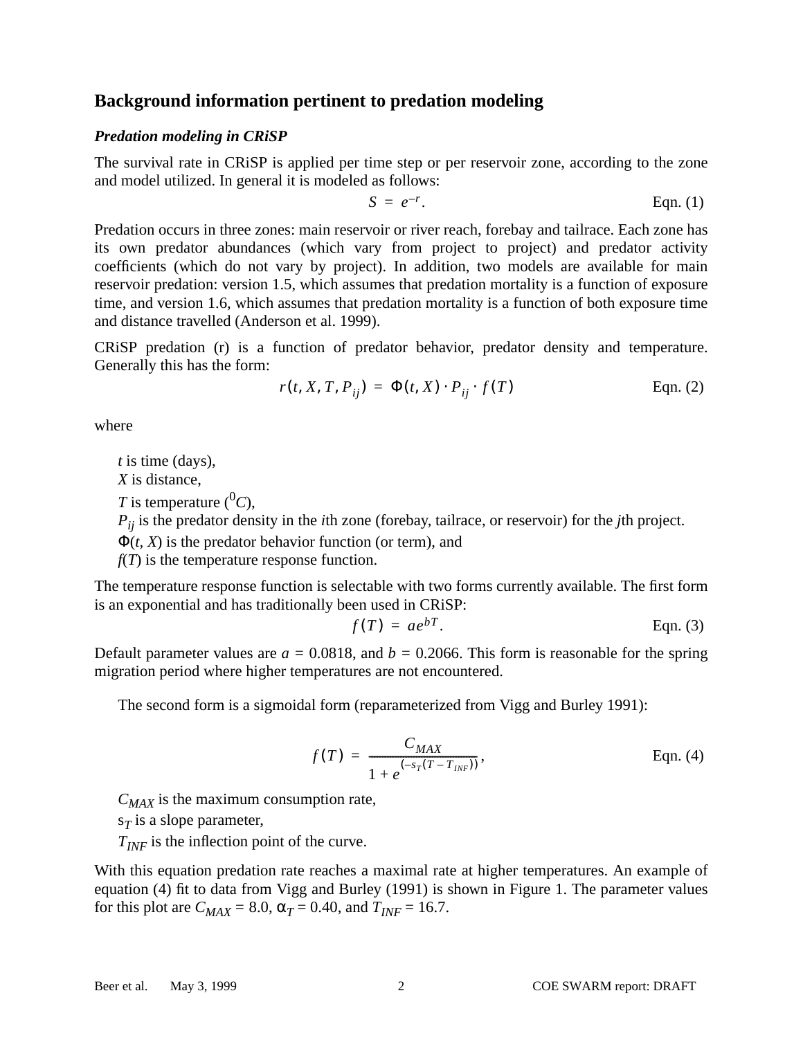## Background information pertinent to predation modeling

### *Predation modeling in CRiSP*

The survival rate in CRiSP is applied per time step or per reservoir zone, according to the zone and model utilized. In general it is modeled as follows:

$$S = e^{-r}. \qquad \text{Eqn. (1)}$$

Predation occurs in three zones: main reservoir or river reach, forebay and tailrace. Each zone has its own predator abundances (which vary from project to project) and predator activity coefficients (which do not vary by project). In addition, two models are available for main reservoir predation: version 1.5, which assumes that predation mortality is a function of exposure time, and version 1.6, which assumes that predation mortality is a function of both exposure time and distance travelled (Anderson et al. 1999).

CRiSP predation (r) is a function of predator behavior, predator density and temperature. Generally this has the form:

$$r(t, X, T, P_{ij}) = \Phi(t, X) \cdot P_{ij} \cdot f(T) \qquad \text{Eqn. (2)}$$

where

- $t$ is time (days),
- $X$ is distance,
- $T$ is temperature ($^0C$),
- $P_{ij}$ is the predator density in the *i*th zone (forebay, tailrace, or reservoir) for the *j*th project.
- $\Phi(t, X)$ is the predator behavior function (or term), and
- $f(T)$ is the temperature response function.

The temperature response function is selectable with two forms currently available. The first form is an exponential and has traditionally been used in CRiSP:

$$f(T) = ae^{bT}. \qquad \text{Eqn. (3)}$$

Default parameter values are $a = 0.0818$, and $b = 0.2066$. This form is reasonable for the spring migration period where higher temperatures are not encountered.

The second form is a sigmoidal form (reparameterized from Vigg and Burley 1991):

$$f(T) = \frac{C_{MAX}}{1 + e^{(-s_T(T - T_{INF}))}}, \qquad \text{Eqn. (4)}$$

- $C_{MAX}$ is the maximum consumption rate,
- $s_T$ is a slope parameter,
- $T_{INF}$ is the inflection point of the curve.

With this equation predation rate reaches a maximal rate at higher temperatures. An example of equation (4) fit to data from Vigg and Burley (1991) is shown in Figure 1. The parameter values for this plot are $C_{MAX} = 8.0$, $\alpha_T = 0.40$, and $T_{INF} = 16.7$.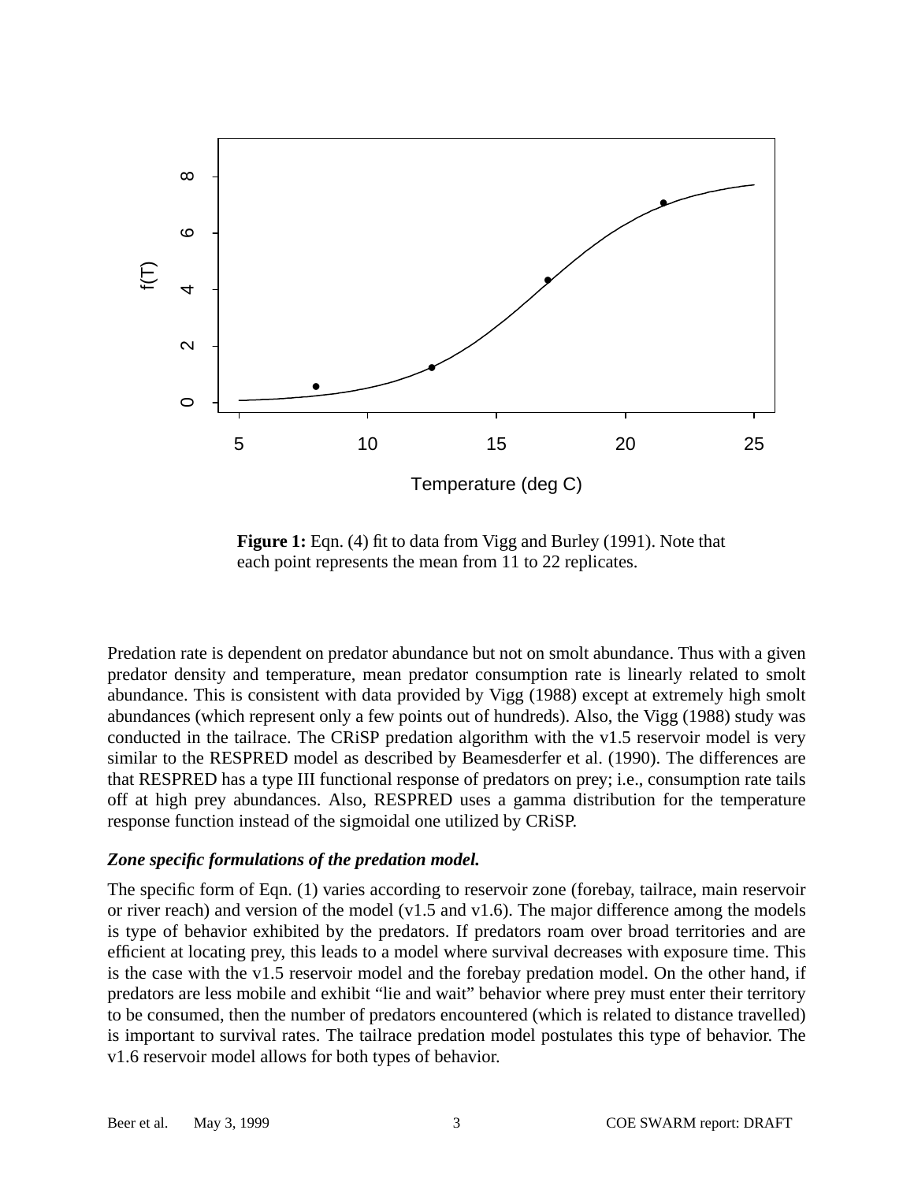**Figure 1:** Eqn. (4) fit to data from Vigg and Burley (1991). Note that each point represents the mean from 11 to 22 replicates.

Predation rate is dependent on predator abundance but not on smolt abundance. Thus with a given predator density and temperature, mean predator consumption rate is linearly related to smolt abundance. This is consistent with data provided by Vigg (1988) except at extremely high smolt abundances (which represent only a few points out of hundreds). Also, the Vigg (1988) study was conducted in the tailrace. The CRiSP predation algorithm with the v1.5 reservoir model is very similar to the RESPRED model as described by Beamesderfer et al. (1990). The differences are that RESPRED has a type III functional response of predators on prey; i.e., consumption rate tails off at high prey abundances. Also, RESPRED uses a gamma distribution for the temperature response function instead of the sigmoidal one utilized by CRiSP.

***Zone specific formulations of the predation model.***

The specific form of Eqn. (1) varies according to reservoir zone (forebay, tailrace, main reservoir or river reach) and version of the model (v1.5 and v1.6). The major difference among the models is type of behavior exhibited by the predators. If predators roam over broad territories and are efficient at locating prey, this leads to a model where survival decreases with exposure time. This is the case with the v1.5 reservoir model and the forebay predation model. On the other hand, if predators are less mobile and exhibit "lie and wait" behavior where prey must enter their territory to be consumed, then the number of predators encountered (which is related to distance travelled) is important to survival rates. The tailrace predation model postulates this type of behavior. The v1.6 reservoir model allows for both types of behavior.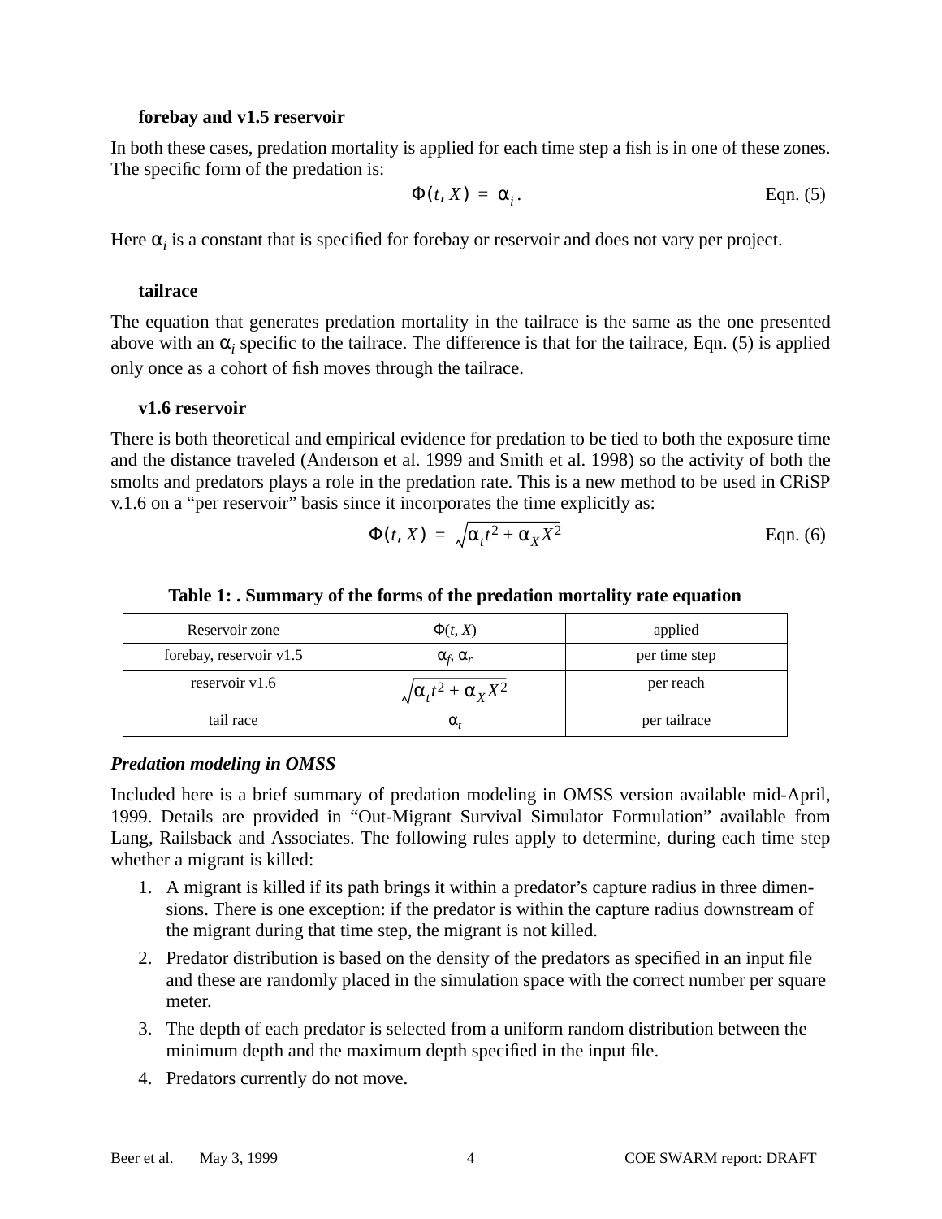### forebay and v1.5 reservoir

In both these cases, predation mortality is applied for each time step a fish is in one of these zones. The specific form of the predation is:

$$\Phi(t, X) = \alpha_i . \qquad \text{Eqn. (5)}$$

Here $\alpha_i$ is a constant that is specified for forebay or reservoir and does not vary per project.

### tailrace

The equation that generates predation mortality in the tailrace is the same as the one presented above with an $\alpha_i$ specific to the tailrace. The difference is that for the tailrace, Eqn. (5) is applied only once as a cohort of fish moves through the tailrace.

### v1.6 reservoir

There is both theoretical and empirical evidence for predation to be tied to both the exposure time and the distance traveled (Anderson et al. 1999 and Smith et al. 1998) so the activity of both the smolts and predators plays a role in the predation rate. This is a new method to be used in CRiSP v.1.6 on a "per reservoir" basis since it incorporates the time explicitly as:

$$\Phi(t, X) = \sqrt{\alpha_t t^2 + \alpha_X X^2} \qquad \text{Eqn. (6)}$$

**Table 1: . Summary of the forms of the predation mortality rate equation**

| Reservoir zone | $\Phi(t, X)$ | applied |
|---|---|---|
| forebay, reservoir v1.5 | $\alpha_f$, $\alpha_r$ | per time step |
| reservoir v1.6 | $\sqrt{\alpha_t t^2 + \alpha_X X^2}$ | per reach |
| tail race | $\alpha_t$ | per tailrace |

## *Predation modeling in OMSS*

Included here is a brief summary of predation modeling in OMSS version available mid-April, 1999. Details are provided in "Out-Migrant Survival Simulator Formulation" available from Lang, Railsback and Associates. The following rules apply to determine, during each time step whether a migrant is killed:

1. A migrant is killed if its path brings it within a predator's capture radius in three dimensions. There is one exception: if the predator is within the capture radius downstream of the migrant during that time step, the migrant is not killed.
2. Predator distribution is based on the density of the predators as specified in an input file and these are randomly placed in the simulation space with the correct number per square meter.
3. The depth of each predator is selected from a uniform random distribution between the minimum depth and the maximum depth specified in the input file.
4. Predators currently do not move.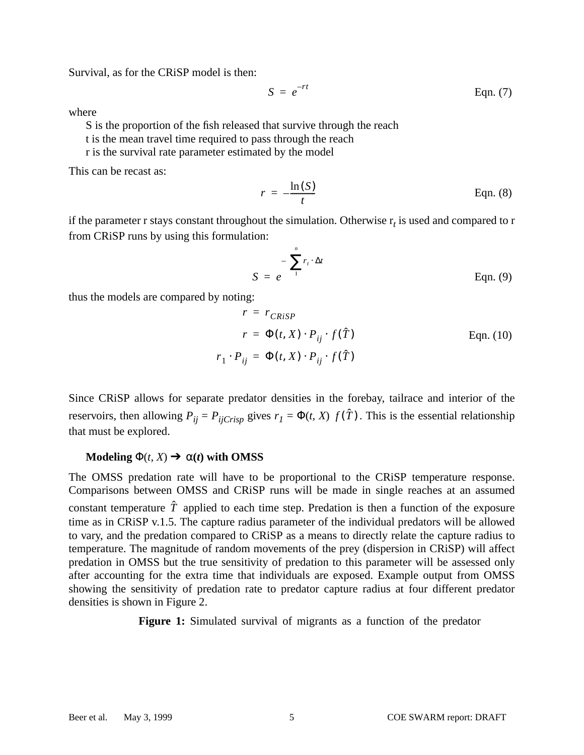Survival, as for the CRiSP model is then:

$$S = e^{-rt} \quad \text{Eqn. (7)}$$

where

S is the proportion of the fish released that survive through the reach

t is the mean travel time required to pass through the reach

r is the survival rate parameter estimated by the model

This can be recast as:

$$r = -\frac{\ln(S)}{t} \quad \text{Eqn. (8)}$$

if the parameter r stays constant throughout the simulation. Otherwise $r_t$ is used and compared to r from CRiSP runs by using this formulation:

$$S = e^{-\sum_{1}^{n} r_t \cdot \Delta t} \quad \text{Eqn. (9)}$$

thus the models are compared by noting:

$$\begin{aligned} r &= r_{CRiSP} \\ r &= \Phi(t, X) \cdot P_{ij} \cdot f(\hat{T}) \quad \text{Eqn. (10)} \\ r_1 \cdot P_{ij} &= \Phi(t, X) \cdot P_{ij} \cdot f(\hat{T}) \end{aligned}$$

Since CRiSP allows for separate predator densities in the forebay, tailrace and interior of the reservoirs, then allowing $P_{ij} = P_{ijCrisp}$ gives $r_1 = \Phi(t, X)\ f(\hat{T})$. This is the essential relationship that must be explored.

**Modeling $\Phi(t, X)$ ➔ $\alpha(t)$ with OMSS**

The OMSS predation rate will have to be proportional to the CRiSP temperature response. Comparisons between OMSS and CRiSP runs will be made in single reaches at an assumed constant temperature $\hat{T}$ applied to each time step. Predation is then a function of the exposure time as in CRiSP v.1.5. The capture radius parameter of the individual predators will be allowed to vary, and the predation compared to CRiSP as a means to directly relate the capture radius to temperature. The magnitude of random movements of the prey (dispersion in CRiSP) will affect predation in OMSS but the true sensitivity of predation to this parameter will be assessed only after accounting for the extra time that individuals are exposed. Example output from OMSS showing the sensitivity of predation rate to predator capture radius at four different predator densities is shown in Figure 2.

**Figure 1:** Simulated survival of migrants as a function of the predator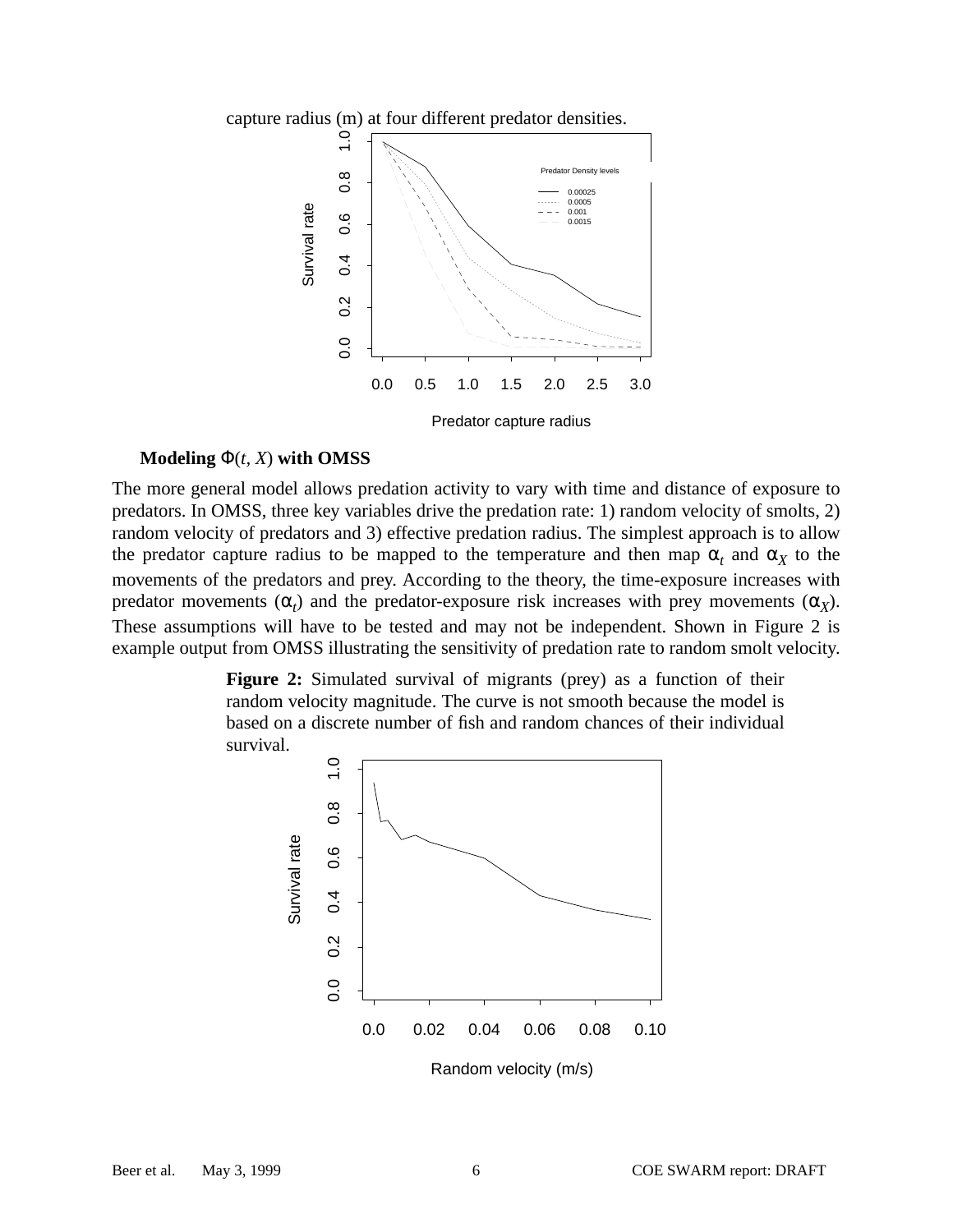capture radius (m) at four different predator densities.

**Modeling Φ($t$, $X$) with OMSS**

The more general model allows predation activity to vary with time and distance of exposure to predators. In OMSS, three key variables drive the predation rate: 1) random velocity of smolts, 2) random velocity of predators and 3) effective predation radius. The simplest approach is to allow the predator capture radius to be mapped to the temperature and then map $\alpha_t$ and $\alpha_X$ to the movements of the predators and prey. According to the theory, the time-exposure increases with predator movements ($\alpha_t$) and the predator-exposure risk increases with prey movements ($\alpha_X$). These assumptions will have to be tested and may not be independent. Shown in Figure 2 is example output from OMSS illustrating the sensitivity of predation rate to random smolt velocity.

**Figure 2:** Simulated survival of migrants (prey) as a function of their random velocity magnitude. The curve is not smooth because the model is based on a discrete number of fish and random chances of their individual survival.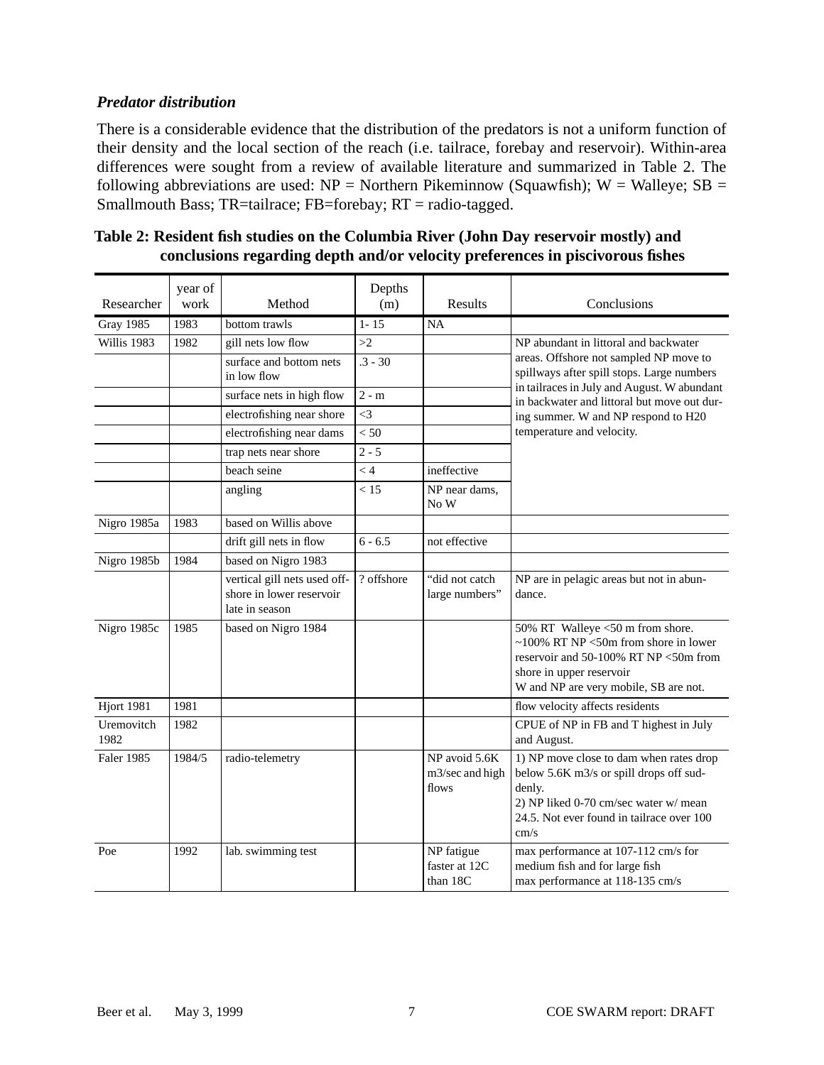### *Predator distribution*

There is a considerable evidence that the distribution of the predators is not a uniform function of their density and the local section of the reach (i.e. tailrace, forebay and reservoir). Within-area differences were sought from a review of available literature and summarized in Table 2. The following abbreviations are used: NP = Northern Pikeminnow (Squawfish); W = Walleye; SB = Smallmouth Bass; TR=tailrace; FB=forebay; RT = radio-tagged.

**Table 2: Resident fish studies on the Columbia River (John Day reservoir mostly) and conclusions regarding depth and/or velocity preferences in piscivorous fishes**

| Researcher | year of work | Method | Depths (m) | Results | Conclusions |
|---|---|---|---|---|---|
| Gray 1985 | 1983 | bottom trawls | 1- 15 | NA | |
| Willis 1983 | 1982 | gill nets low flow | >2 | | NP abundant in littoral and backwater areas. Offshore not sampled NP move to spillways after spill stops. Large numbers in tailraces in July and August. W abundant in backwater and littoral but move out during summer. W and NP respond to H20 temperature and velocity. |
| | | surface and bottom nets in low flow | .3 - 30 | | |
| | | surface nets in high flow | 2 - m | | |
| | | electrofishing near shore | <3 | | |
| | | electrofishing near dams | < 50 | | |
| | | trap nets near shore | 2 - 5 | | |
| | | beach seine | < 4 | ineffective | |
| | | angling | < 15 | NP near dams, No W | |
| Nigro 1985a | 1983 | based on Willis above | | | |
| | | drift gill nets in flow | 6 - 6.5 | not effective | |
| Nigro 1985b | 1984 | based on Nigro 1983 | | | |
| | | vertical gill nets used offshore in lower reservoir late in season | ? offshore | "did not catch large numbers" | NP are in pelagic areas but not in abundance. |
| Nigro 1985c | 1985 | based on Nigro 1984 | | | 50% RT Walleye <50 m from shore. ~100% RT NP <50m from shore in lower reservoir and 50-100% RT NP <50m from shore in upper reservoir W and NP are very mobile, SB are not. |
| Hjort 1981 | 1981 | | | | flow velocity affects residents |
| Uremovitch 1982 | 1982 | | | | CPUE of NP in FB and T highest in July and August. |
| Faler 1985 | 1984/5 | radio-telemetry | | NP avoid 5.6K m3/sec and high flows | 1) NP move close to dam when rates drop below 5.6K m3/s or spill drops off suddenly. 2) NP liked 0-70 cm/sec water w/ mean 24.5. Not ever found in tailrace over 100 cm/s |
| Poe | 1992 | lab. swimming test | | NP fatigue faster at 12C than 18C | max performance at 107-112 cm/s for medium fish and for large fish max performance at 118-135 cm/s |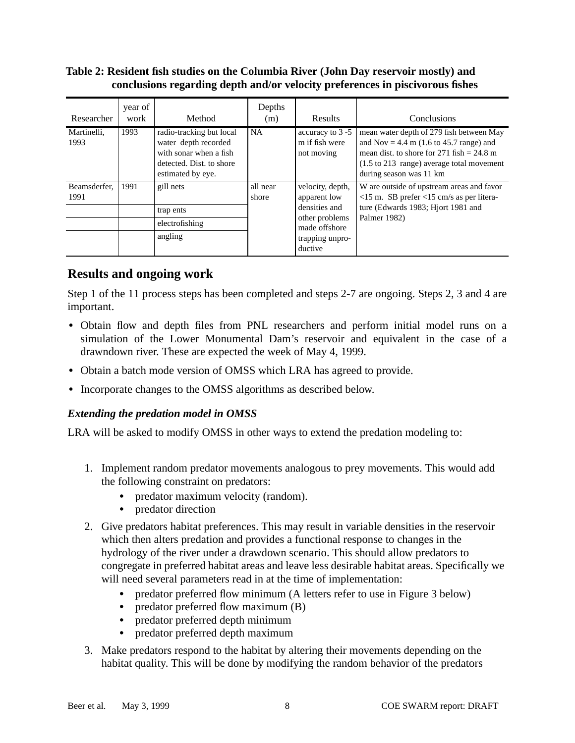**Table 2: Resident fish studies on the Columbia River (John Day reservoir mostly) and conclusions regarding depth and/or velocity preferences in piscivorous fishes**

| Researcher | year of work | Method | Depths (m) | Results | Conclusions |
|---|---|---|---|---|---|
| Martinelli, 1993 | 1993 | radio-tracking but local water depth recorded with sonar when a fish detected. Dist. to shore estimated by eye. | NA | accuracy to 3 -5 m if fish were not moving | mean water depth of 279 fish between May and Nov = 4.4 m (1.6 to 45.7 range) and mean dist. to shore for 271 fish = 24.8 m (1.5 to 213 range) average total movement during season was 11 km |
| Beamsderfer, 1991 | 1991 | gill nets | all near shore | velocity, depth, apparent low densities and other problems made offshore trapping unproductive | W are outside of upstream areas and favor <15 m. SB prefer <15 cm/s as per literature (Edwards 1983; Hjort 1981 and Palmer 1982) |
| | | trap ents | | | |
| | | electrofishing | | | |
| | | angling | | | |

## Results and ongoing work

Step 1 of the 11 process steps has been completed and steps 2-7 are ongoing. Steps 2, 3 and 4 are important.

- Obtain flow and depth files from PNL researchers and perform initial model runs on a simulation of the Lower Monumental Dam's reservoir and equivalent in the case of a drawndown river. These are expected the week of May 4, 1999.
- Obtain a batch mode version of OMSS which LRA has agreed to provide.
- Incorporate changes to the OMSS algorithms as described below.

### *Extending the predation model in OMSS*

LRA will be asked to modify OMSS in other ways to extend the predation modeling to:

1. Implement random predator movements analogous to prey movements. This would add the following constraint on predators:
   - predator maximum velocity (random).
   - predator direction
2. Give predators habitat preferences. This may result in variable densities in the reservoir which then alters predation and provides a functional response to changes in the hydrology of the river under a drawdown scenario. This should allow predators to congregate in preferred habitat areas and leave less desirable habitat areas. Specifically we will need several parameters read in at the time of implementation:
   - predator preferred flow minimum (A letters refer to use in Figure 3 below)
   - predator preferred flow maximum (B)
   - predator preferred depth minimum
   - predator preferred depth maximum
3. Make predators respond to the habitat by altering their movements depending on the habitat quality. This will be done by modifying the random behavior of the predators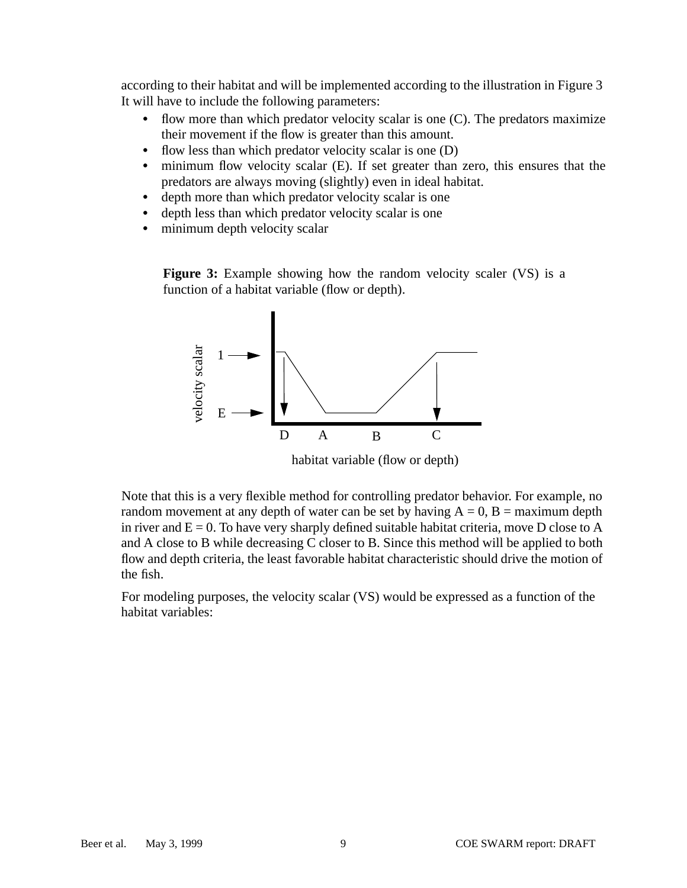according to their habitat and will be implemented according to the illustration in Figure 3 It will have to include the following parameters:

- flow more than which predator velocity scalar is one (C). The predators maximize their movement if the flow is greater than this amount.
- flow less than which predator velocity scalar is one (D)
- minimum flow velocity scalar (E). If set greater than zero, this ensures that the predators are always moving (slightly) even in ideal habitat.
- depth more than which predator velocity scalar is one
- depth less than which predator velocity scalar is one
- minimum depth velocity scalar

**Figure 3:** Example showing how the random velocity scaler (VS) is a function of a habitat variable (flow or depth).

Note that this is a very flexible method for controlling predator behavior. For example, no random movement at any depth of water can be set by having A = 0, B = maximum depth in river and E = 0. To have very sharply defined suitable habitat criteria, move D close to A and A close to B while decreasing C closer to B. Since this method will be applied to both flow and depth criteria, the least favorable habitat characteristic should drive the motion of the fish.

For modeling purposes, the velocity scalar (VS) would be expressed as a function of the habitat variables: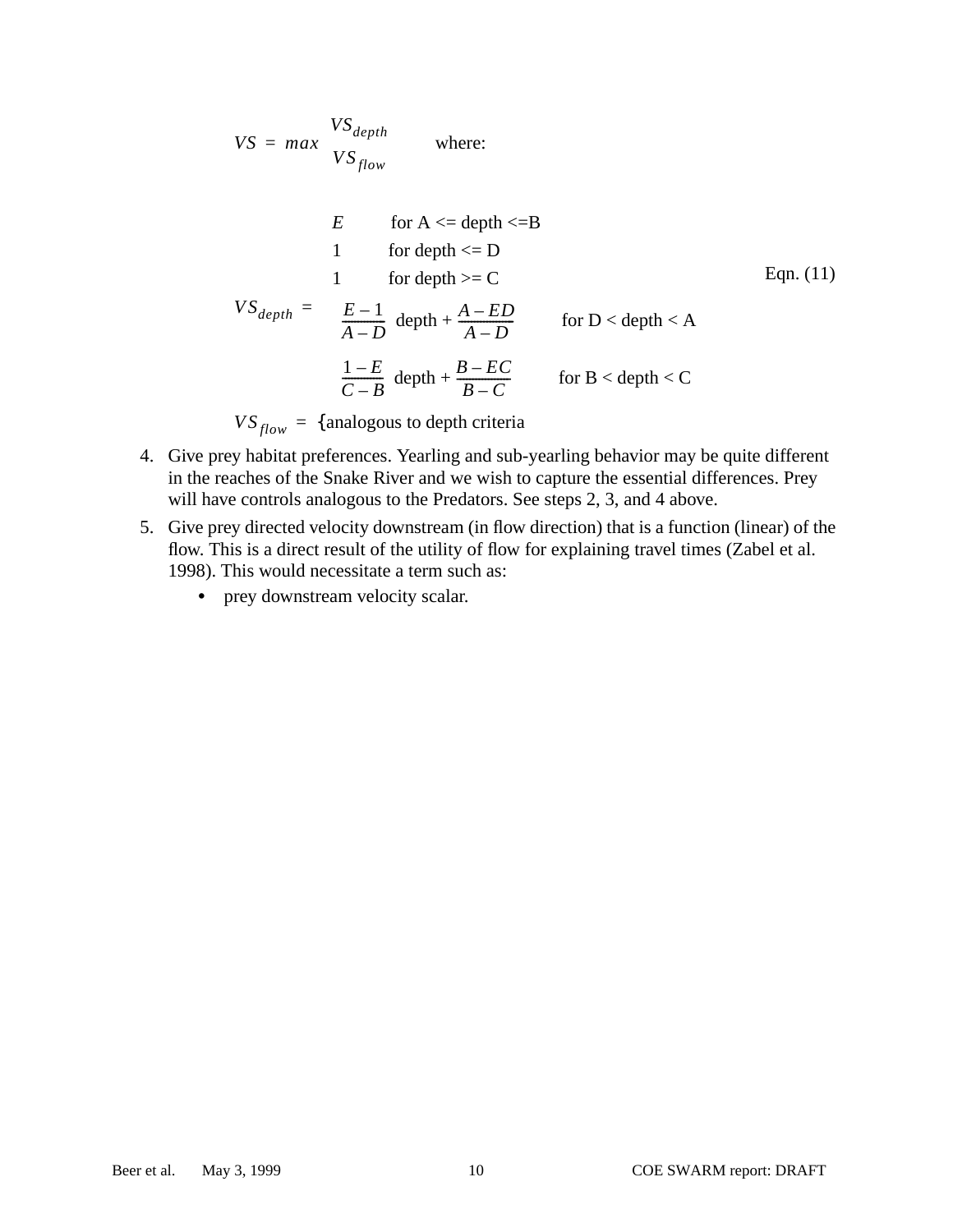$$VS = max \begin{cases} VS_{depth} \\ VS_{flow} \end{cases} \quad \text{where:}$$

$$VS_{depth} = \begin{cases} E & \text{for } A \le \text{depth} \le B \\ 1 & \text{for depth} \le D \\ 1 & \text{for depth} \ge C \\ \frac{E-1}{A-D}\,\text{depth} + \frac{A-ED}{A-D} & \text{for } D < \text{depth} < A \\ \frac{1-E}{C-B}\,\text{depth} + \frac{B-EC}{B-C} & \text{for } B < \text{depth} < C \end{cases} \quad \text{Eqn. (11)}$$

$VS_{flow}$ = {analogous to depth criteria

4. Give prey habitat preferences. Yearling and sub-yearling behavior may be quite different in the reaches of the Snake River and we wish to capture the essential differences. Prey will have controls analogous to the Predators. See steps 2, 3, and 4 above.
5. Give prey directed velocity downstream (in flow direction) that is a function (linear) of the flow. This is a direct result of the utility of flow for explaining travel times (Zabel et al. 1998). This would necessitate a term such as:
   - prey downstream velocity scalar.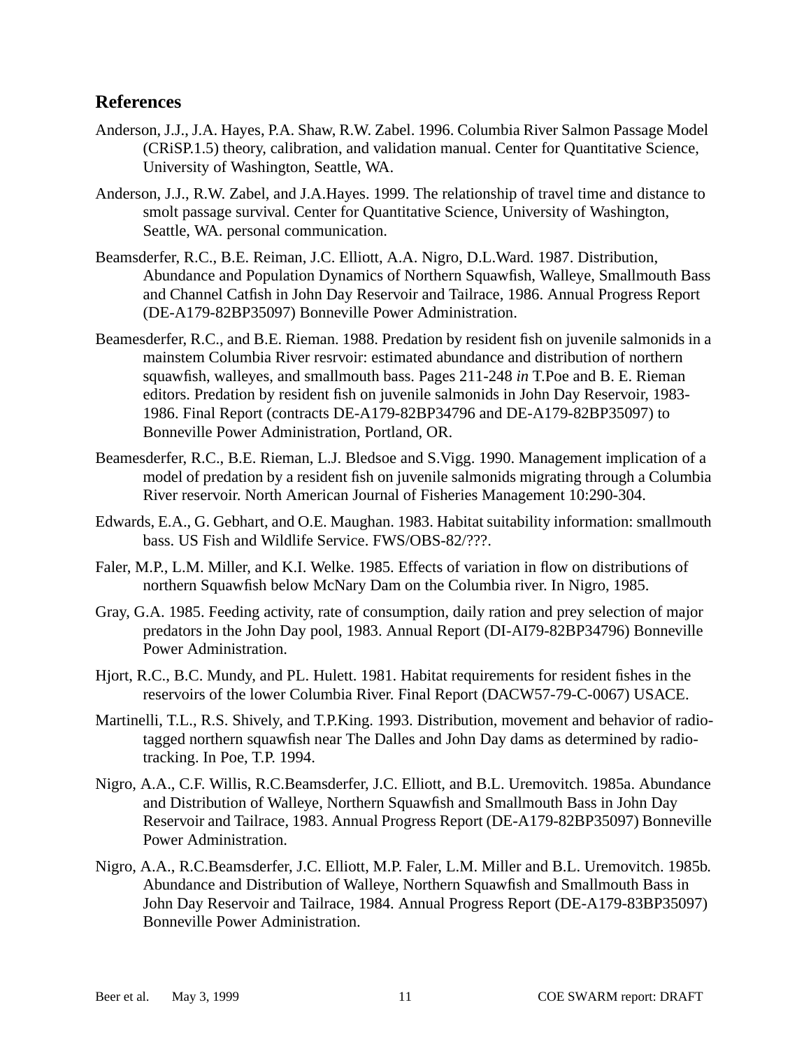## References

Anderson, J.J., J.A. Hayes, P.A. Shaw, R.W. Zabel. 1996. Columbia River Salmon Passage Model (CRiSP.1.5) theory, calibration, and validation manual. Center for Quantitative Science, University of Washington, Seattle, WA.

Anderson, J.J., R.W. Zabel, and J.A.Hayes. 1999. The relationship of travel time and distance to smolt passage survival. Center for Quantitative Science, University of Washington, Seattle, WA. personal communication.

Beamsderfer, R.C., B.E. Reiman, J.C. Elliott, A.A. Nigro, D.L.Ward. 1987. Distribution, Abundance and Population Dynamics of Northern Squawfish, Walleye, Smallmouth Bass and Channel Catfish in John Day Reservoir and Tailrace, 1986. Annual Progress Report (DE-A179-82BP35097) Bonneville Power Administration.

Beamesderfer, R.C., and B.E. Rieman. 1988. Predation by resident fish on juvenile salmonids in a mainstem Columbia River resrvoir: estimated abundance and distribution of northern squawfish, walleyes, and smallmouth bass. Pages 211-248 *in* T.Poe and B. E. Rieman editors. Predation by resident fish on juvenile salmonids in John Day Reservoir, 1983-1986. Final Report (contracts DE-A179-82BP34796 and DE-A179-82BP35097) to Bonneville Power Administration, Portland, OR.

Beamesderfer, R.C., B.E. Rieman, L.J. Bledsoe and S.Vigg. 1990. Management implication of a model of predation by a resident fish on juvenile salmonids migrating through a Columbia River reservoir. North American Journal of Fisheries Management 10:290-304.

Edwards, E.A., G. Gebhart, and O.E. Maughan. 1983. Habitat suitability information: smallmouth bass. US Fish and Wildlife Service. FWS/OBS-82/???.

Faler, M.P., L.M. Miller, and K.I. Welke. 1985. Effects of variation in flow on distributions of northern Squawfish below McNary Dam on the Columbia river. In Nigro, 1985.

Gray, G.A. 1985. Feeding activity, rate of consumption, daily ration and prey selection of major predators in the John Day pool, 1983. Annual Report (DI-AI79-82BP34796) Bonneville Power Administration.

Hjort, R.C., B.C. Mundy, and PL. Hulett. 1981. Habitat requirements for resident fishes in the reservoirs of the lower Columbia River. Final Report (DACW57-79-C-0067) USACE.

Martinelli, T.L., R.S. Shively, and T.P.King. 1993. Distribution, movement and behavior of radio-tagged northern squawfish near The Dalles and John Day dams as determined by radio-tracking. In Poe, T.P. 1994.

Nigro, A.A., C.F. Willis, R.C.Beamsderfer, J.C. Elliott, and B.L. Uremovitch. 1985a. Abundance and Distribution of Walleye, Northern Squawfish and Smallmouth Bass in John Day Reservoir and Tailrace, 1983. Annual Progress Report (DE-A179-82BP35097) Bonneville Power Administration.

Nigro, A.A., R.C.Beamsderfer, J.C. Elliott, M.P. Faler, L.M. Miller and B.L. Uremovitch. 1985b. Abundance and Distribution of Walleye, Northern Squawfish and Smallmouth Bass in John Day Reservoir and Tailrace, 1984. Annual Progress Report (DE-A179-83BP35097) Bonneville Power Administration.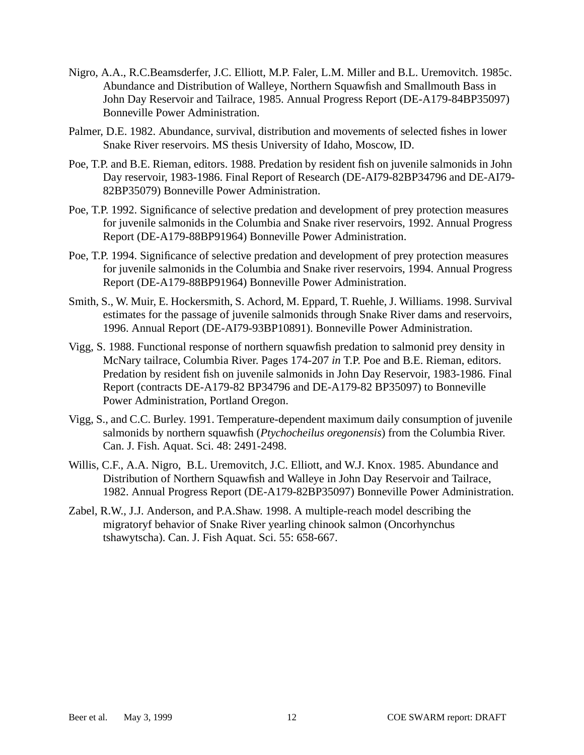Nigro, A.A., R.C.Beamsderfer, J.C. Elliott, M.P. Faler, L.M. Miller and B.L. Uremovitch. 1985c. Abundance and Distribution of Walleye, Northern Squawfish and Smallmouth Bass in John Day Reservoir and Tailrace, 1985. Annual Progress Report (DE-A179-84BP35097) Bonneville Power Administration.

Palmer, D.E. 1982. Abundance, survival, distribution and movements of selected fishes in lower Snake River reservoirs. MS thesis University of Idaho, Moscow, ID.

Poe, T.P. and B.E. Rieman, editors. 1988. Predation by resident fish on juvenile salmonids in John Day reservoir, 1983-1986. Final Report of Research (DE-AI79-82BP34796 and DE-AI79-82BP35079) Bonneville Power Administration.

Poe, T.P. 1992. Significance of selective predation and development of prey protection measures for juvenile salmonids in the Columbia and Snake river reservoirs, 1992. Annual Progress Report (DE-A179-88BP91964) Bonneville Power Administration.

Poe, T.P. 1994. Significance of selective predation and development of prey protection measures for juvenile salmonids in the Columbia and Snake river reservoirs, 1994. Annual Progress Report (DE-A179-88BP91964) Bonneville Power Administration.

Smith, S., W. Muir, E. Hockersmith, S. Achord, M. Eppard, T. Ruehle, J. Williams. 1998. Survival estimates for the passage of juvenile salmonids through Snake River dams and reservoirs, 1996. Annual Report (DE-AI79-93BP10891). Bonneville Power Administration.

Vigg, S. 1988. Functional response of northern squawfish predation to salmonid prey density in McNary tailrace, Columbia River. Pages 174-207 *in* T.P. Poe and B.E. Rieman, editors. Predation by resident fish on juvenile salmonids in John Day Reservoir, 1983-1986. Final Report (contracts DE-A179-82 BP34796 and DE-A179-82 BP35097) to Bonneville Power Administration, Portland Oregon.

Vigg, S., and C.C. Burley. 1991. Temperature-dependent maximum daily consumption of juvenile salmonids by northern squawfish (*Ptychocheilus oregonensis*) from the Columbia River. Can. J. Fish. Aquat. Sci. 48: 2491-2498.

Willis, C.F., A.A. Nigro, B.L. Uremovitch, J.C. Elliott, and W.J. Knox. 1985. Abundance and Distribution of Northern Squawfish and Walleye in John Day Reservoir and Tailrace, 1982. Annual Progress Report (DE-A179-82BP35097) Bonneville Power Administration.

Zabel, R.W., J.J. Anderson, and P.A.Shaw. 1998. A multiple-reach model describing the migratoryf behavior of Snake River yearling chinook salmon (Oncorhynchus tshawytscha). Can. J. Fish Aquat. Sci. 55: 658-667.